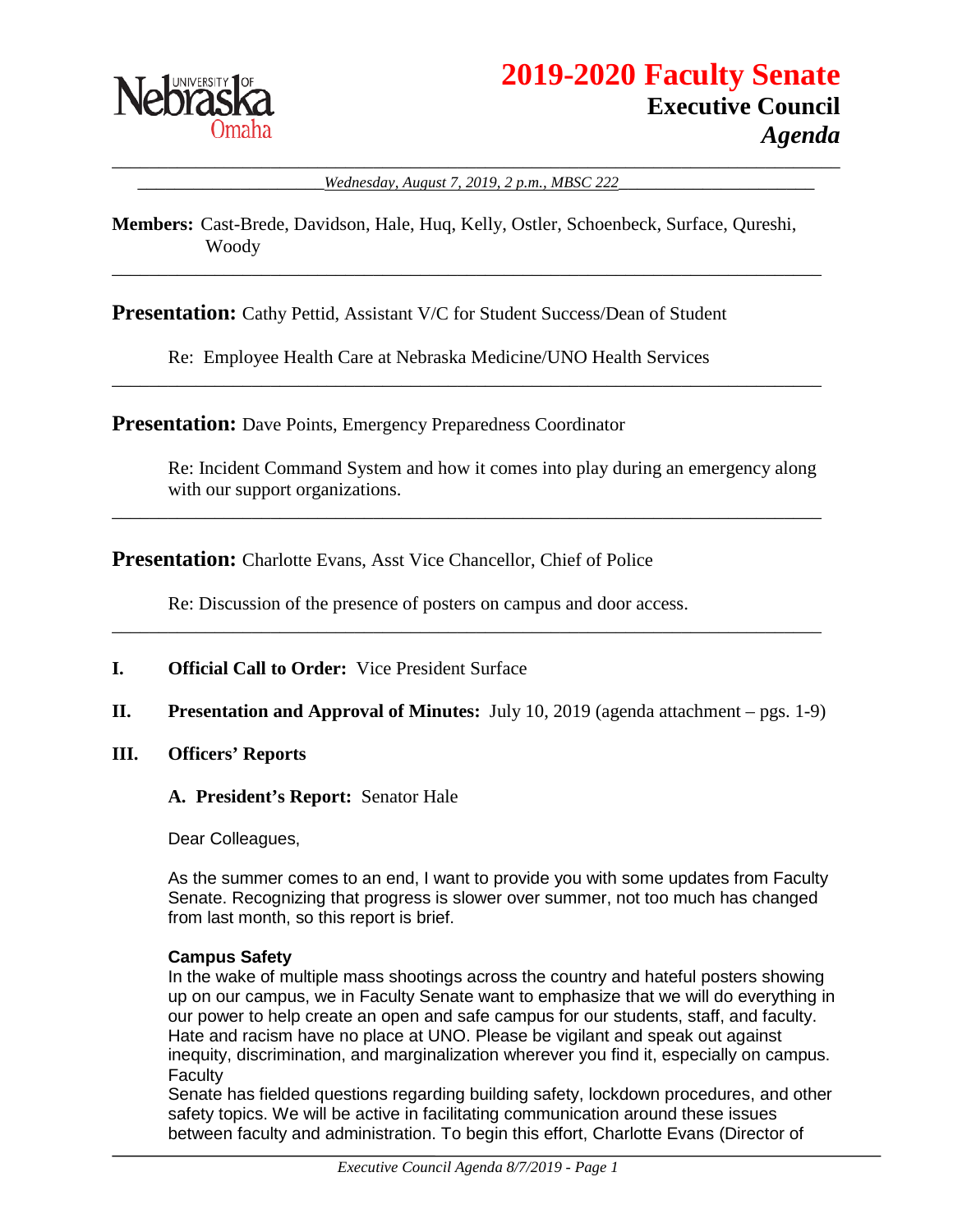# 2019-2020 Faculty Senate

## Executive Council

## *Agenda*

*Wednesday, August 7, 2019, 2 p.m., MBSC 222*

**Members:** Cast-Brede, Davidson, Hale, Huq, Kelly, Ostler, Schoenbeck, Surface, Qureshi, Woody

---

**Presentation:** Cathy Pettid, Assistant V/C for Student Success/Dean of Student

Re: Employee Health Care at Nebraska Medicine/UNO Health Services

---

**Presentation:** Dave Points, Emergency Preparedness Coordinator

Re: Incident Command System and how it comes into play during an emergency along with our support organizations.

---

**Presentation:** Charlotte Evans, Asst Vice Chancellor, Chief of Police

Re: Discussion of the presence of posters on campus and door access.

---

**I. Official Call to Order:** Vice President Surface

**II. Presentation and Approval of Minutes:** July 10, 2019 (agenda attachment – pgs. 1-9)

**III. Officers' Reports**

**A. President's Report:** Senator Hale

Dear Colleagues,

As the summer comes to an end, I want to provide you with some updates from Faculty Senate. Recognizing that progress is slower over summer, not too much has changed from last month, so this report is brief.

**Campus Safety**

In the wake of multiple mass shootings across the country and hateful posters showing up on our campus, we in Faculty Senate want to emphasize that we will do everything in our power to help create an open and safe campus for our students, staff, and faculty. Hate and racism have no place at UNO. Please be vigilant and speak out against inequity, discrimination, and marginalization wherever you find it, especially on campus. Faculty Senate has fielded questions regarding building safety, lockdown procedures, and other safety topics. We will be active in facilitating communication around these issues between faculty and administration. To begin this effort, Charlotte Evans (Director of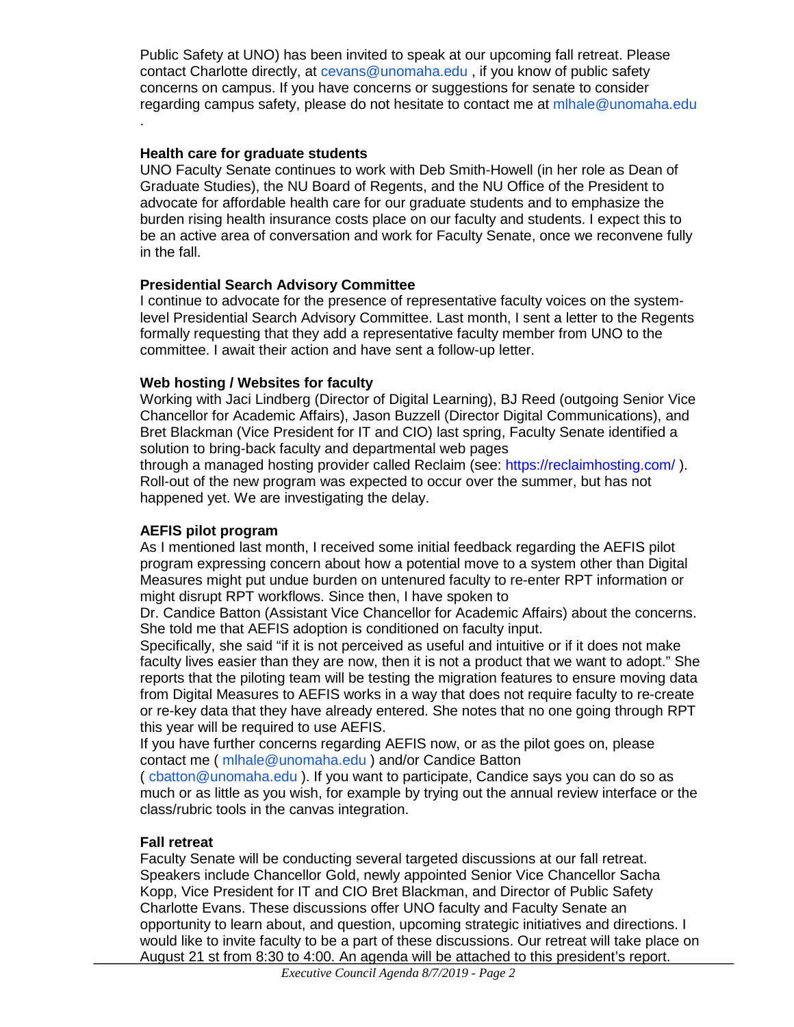Public Safety at UNO) has been invited to speak at our upcoming fall retreat. Please contact Charlotte directly, at cevans@unomaha.edu , if you know of public safety concerns on campus. If you have concerns or suggestions for senate to consider regarding campus safety, please do not hesitate to contact me at mlhale@unomaha.edu .

**Health care for graduate students**

UNO Faculty Senate continues to work with Deb Smith-Howell (in her role as Dean of Graduate Studies), the NU Board of Regents, and the NU Office of the President to advocate for affordable health care for our graduate students and to emphasize the burden rising health insurance costs place on our faculty and students. I expect this to be an active area of conversation and work for Faculty Senate, once we reconvene fully in the fall.

**Presidential Search Advisory Committee**

I continue to advocate for the presence of representative faculty voices on the system-level Presidential Search Advisory Committee. Last month, I sent a letter to the Regents formally requesting that they add a representative faculty member from UNO to the committee. I await their action and have sent a follow-up letter.

**Web hosting / Websites for faculty**

Working with Jaci Lindberg (Director of Digital Learning), BJ Reed (outgoing Senior Vice Chancellor for Academic Affairs), Jason Buzzell (Director Digital Communications), and Bret Blackman (Vice President for IT and CIO) last spring, Faculty Senate identified a solution to bring-back faculty and departmental web pages through a managed hosting provider called Reclaim (see: https://reclaimhosting.com/ ). Roll-out of the new program was expected to occur over the summer, but has not happened yet. We are investigating the delay.

**AEFIS pilot program**

As I mentioned last month, I received some initial feedback regarding the AEFIS pilot program expressing concern about how a potential move to a system other than Digital Measures might put undue burden on untenured faculty to re-enter RPT information or might disrupt RPT workflows. Since then, I have spoken to Dr. Candice Batton (Assistant Vice Chancellor for Academic Affairs) about the concerns. She told me that AEFIS adoption is conditioned on faculty input.

Specifically, she said "if it is not perceived as useful and intuitive or if it does not make faculty lives easier than they are now, then it is not a product that we want to adopt." She reports that the piloting team will be testing the migration features to ensure moving data from Digital Measures to AEFIS works in a way that does not require faculty to re-create or re-key data that they have already entered. She notes that no one going through RPT this year will be required to use AEFIS.

If you have further concerns regarding AEFIS now, or as the pilot goes on, please contact me ( mlhale@unomaha.edu ) and/or Candice Batton ( cbatton@unomaha.edu ). If you want to participate, Candice says you can do so as much or as little as you wish, for example by trying out the annual review interface or the class/rubric tools in the canvas integration.

**Fall retreat**

Faculty Senate will be conducting several targeted discussions at our fall retreat. Speakers include Chancellor Gold, newly appointed Senior Vice Chancellor Sacha Kopp, Vice President for IT and CIO Bret Blackman, and Director of Public Safety Charlotte Evans. These discussions offer UNO faculty and Faculty Senate an opportunity to learn about, and question, upcoming strategic initiatives and directions. I would like to invite faculty to be a part of these discussions. Our retreat will take place on August 21 st from 8:30 to 4:00. An agenda will be attached to this president's report.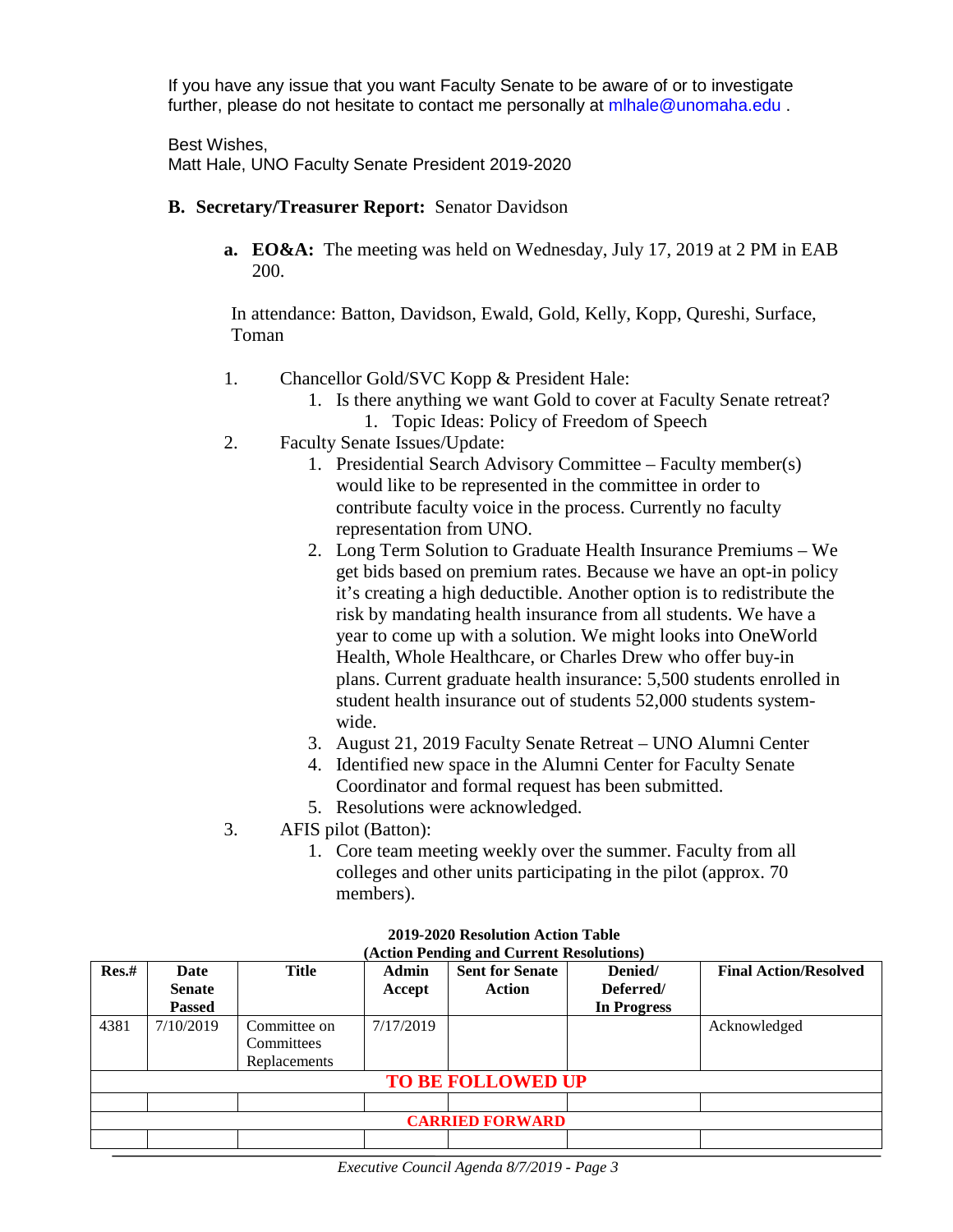If you have any issue that you want Faculty Senate to be aware of or to investigate further, please do not hesitate to contact me personally at mlhale@unomaha.edu .

Best Wishes,
Matt Hale, UNO Faculty Senate President 2019-2020

**B. Secretary/Treasurer Report:** Senator Davidson

**a. EO&A:** The meeting was held on Wednesday, July 17, 2019 at 2 PM in EAB 200.

In attendance: Batton, Davidson, Ewald, Gold, Kelly, Kopp, Qureshi, Surface, Toman

1. Chancellor Gold/SVC Kopp & President Hale:
   1. Is there anything we want Gold to cover at Faculty Senate retreat?
      1. Topic Ideas: Policy of Freedom of Speech
2. Faculty Senate Issues/Update:
   1. Presidential Search Advisory Committee – Faculty member(s) would like to be represented in the committee in order to contribute faculty voice in the process. Currently no faculty representation from UNO.
   2. Long Term Solution to Graduate Health Insurance Premiums – We get bids based on premium rates. Because we have an opt-in policy it's creating a high deductible. Another option is to redistribute the risk by mandating health insurance from all students. We have a year to come up with a solution. We might looks into OneWorld Health, Whole Healthcare, or Charles Drew who offer buy-in plans. Current graduate health insurance: 5,500 students enrolled in student health insurance out of students 52,000 students system-wide.
   3. August 21, 2019 Faculty Senate Retreat – UNO Alumni Center
   4. Identified new space in the Alumni Center for Faculty Senate Coordinator and formal request has been submitted.
   5. Resolutions were acknowledged.
3. AFIS pilot (Batton):
   1. Core team meeting weekly over the summer. Faculty from all colleges and other units participating in the pilot (approx. 70 members).

**2019-2020 Resolution Action Table**
**(Action Pending and Current Resolutions)**

| Res.# | Date Senate Passed | Title | Admin Accept | Sent for Senate Action | Denied/ Deferred/ In Progress | Final Action/Resolved |
|---|---|---|---|---|---|---|
| 4381 | 7/10/2019 | Committee on Committees Replacements | 7/17/2019 | | | Acknowledged |
| **TO BE FOLLOWED UP** | | | | | | |
| | | | | | | |
| **CARRIED FORWARD** | | | | | | |
| | | | | | | |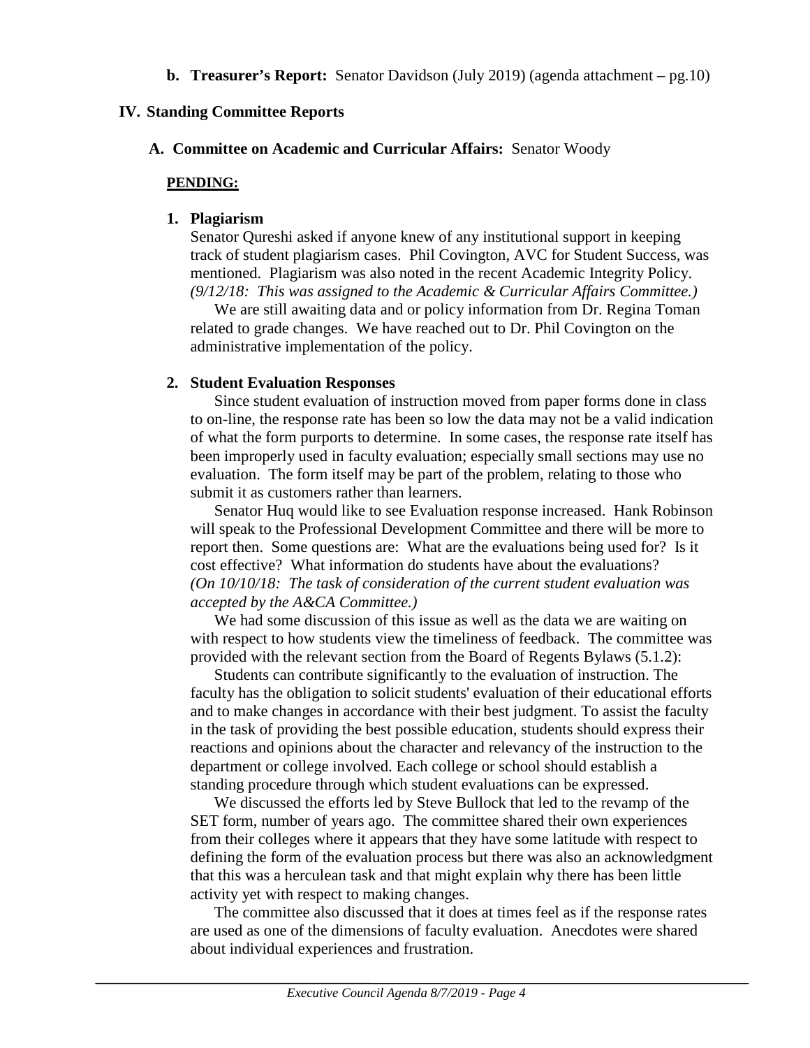**b. Treasurer's Report:** Senator Davidson (July 2019) (agenda attachment – pg.10)

## IV. Standing Committee Reports

### A. Committee on Academic and Curricular Affairs: Senator Woody

**PENDING:**

**1. Plagiarism**

Senator Qureshi asked if anyone knew of any institutional support in keeping track of student plagiarism cases. Phil Covington, AVC for Student Success, was mentioned. Plagiarism was also noted in the recent Academic Integrity Policy. *(9/12/18: This was assigned to the Academic & Curricular Affairs Committee.)*

We are still awaiting data and or policy information from Dr. Regina Toman related to grade changes. We have reached out to Dr. Phil Covington on the administrative implementation of the policy.

**2. Student Evaluation Responses**

Since student evaluation of instruction moved from paper forms done in class to on-line, the response rate has been so low the data may not be a valid indication of what the form purports to determine. In some cases, the response rate itself has been improperly used in faculty evaluation; especially small sections may use no evaluation. The form itself may be part of the problem, relating to those who submit it as customers rather than learners.

Senator Huq would like to see Evaluation response increased. Hank Robinson will speak to the Professional Development Committee and there will be more to report then. Some questions are: What are the evaluations being used for? Is it cost effective? What information do students have about the evaluations? *(On 10/10/18: The task of consideration of the current student evaluation was accepted by the A&CA Committee.)*

We had some discussion of this issue as well as the data we are waiting on with respect to how students view the timeliness of feedback. The committee was provided with the relevant section from the Board of Regents Bylaws (5.1.2):

Students can contribute significantly to the evaluation of instruction. The faculty has the obligation to solicit students' evaluation of their educational efforts and to make changes in accordance with their best judgment. To assist the faculty in the task of providing the best possible education, students should express their reactions and opinions about the character and relevancy of the instruction to the department or college involved. Each college or school should establish a standing procedure through which student evaluations can be expressed.

We discussed the efforts led by Steve Bullock that led to the revamp of the SET form, number of years ago. The committee shared their own experiences from their colleges where it appears that they have some latitude with respect to defining the form of the evaluation process but there was also an acknowledgment that this was a herculean task and that might explain why there has been little activity yet with respect to making changes.

The committee also discussed that it does at times feel as if the response rates are used as one of the dimensions of faculty evaluation. Anecdotes were shared about individual experiences and frustration.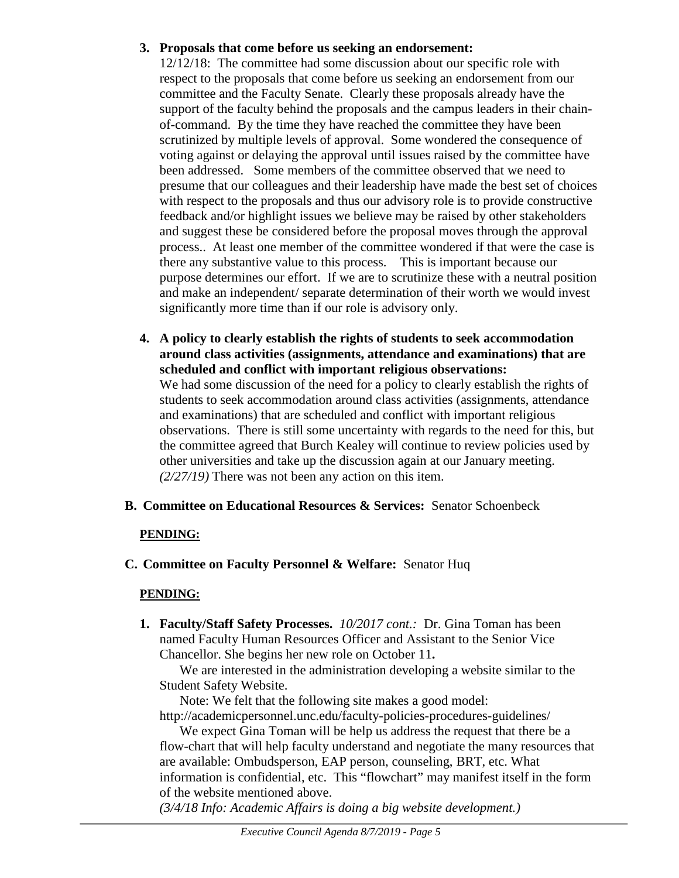3. **Proposals that come before us seeking an endorsement:**
   12/12/18: The committee had some discussion about our specific role with respect to the proposals that come before us seeking an endorsement from our committee and the Faculty Senate. Clearly these proposals already have the support of the faculty behind the proposals and the campus leaders in their chain-of-command. By the time they have reached the committee they have been scrutinized by multiple levels of approval. Some wondered the consequence of voting against or delaying the approval until issues raised by the committee have been addressed. Some members of the committee observed that we need to presume that our colleagues and their leadership have made the best set of choices with respect to the proposals and thus our advisory role is to provide constructive feedback and/or highlight issues we believe may be raised by other stakeholders and suggest these be considered before the proposal moves through the approval process.. At least one member of the committee wondered if that were the case is there any substantive value to this process. This is important because our purpose determines our effort. If we are to scrutinize these with a neutral position and make an independent/ separate determination of their worth we would invest significantly more time than if our role is advisory only.

4. **A policy to clearly establish the rights of students to seek accommodation around class activities (assignments, attendance and examinations) that are scheduled and conflict with important religious observations:**
   We had some discussion of the need for a policy to clearly establish the rights of students to seek accommodation around class activities (assignments, attendance and examinations) that are scheduled and conflict with important religious observations. There is still some uncertainty with regards to the need for this, but the committee agreed that Burch Kealey will continue to review policies used by other universities and take up the discussion again at our January meeting. *(2/27/19)* There was not been any action on this item.

**B. Committee on Educational Resources & Services:** Senator Schoenbeck

**PENDING:**

**C. Committee on Faculty Personnel & Welfare:** Senator Huq

**PENDING:**

1. **Faculty/Staff Safety Processes.** *10/2017 cont.:* Dr. Gina Toman has been named Faculty Human Resources Officer and Assistant to the Senior Vice Chancellor. She begins her new role on October 11**.**

   We are interested in the administration developing a website similar to the Student Safety Website.

   Note: We felt that the following site makes a good model: http://academicpersonnel.unc.edu/faculty-policies-procedures-guidelines/

   We expect Gina Toman will be help us address the request that there be a flow-chart that will help faculty understand and negotiate the many resources that are available: Ombudsperson, EAP person, counseling, BRT, etc. What information is confidential, etc. This "flowchart" may manifest itself in the form of the website mentioned above.

   *(3/4/18 Info: Academic Affairs is doing a big website development.)*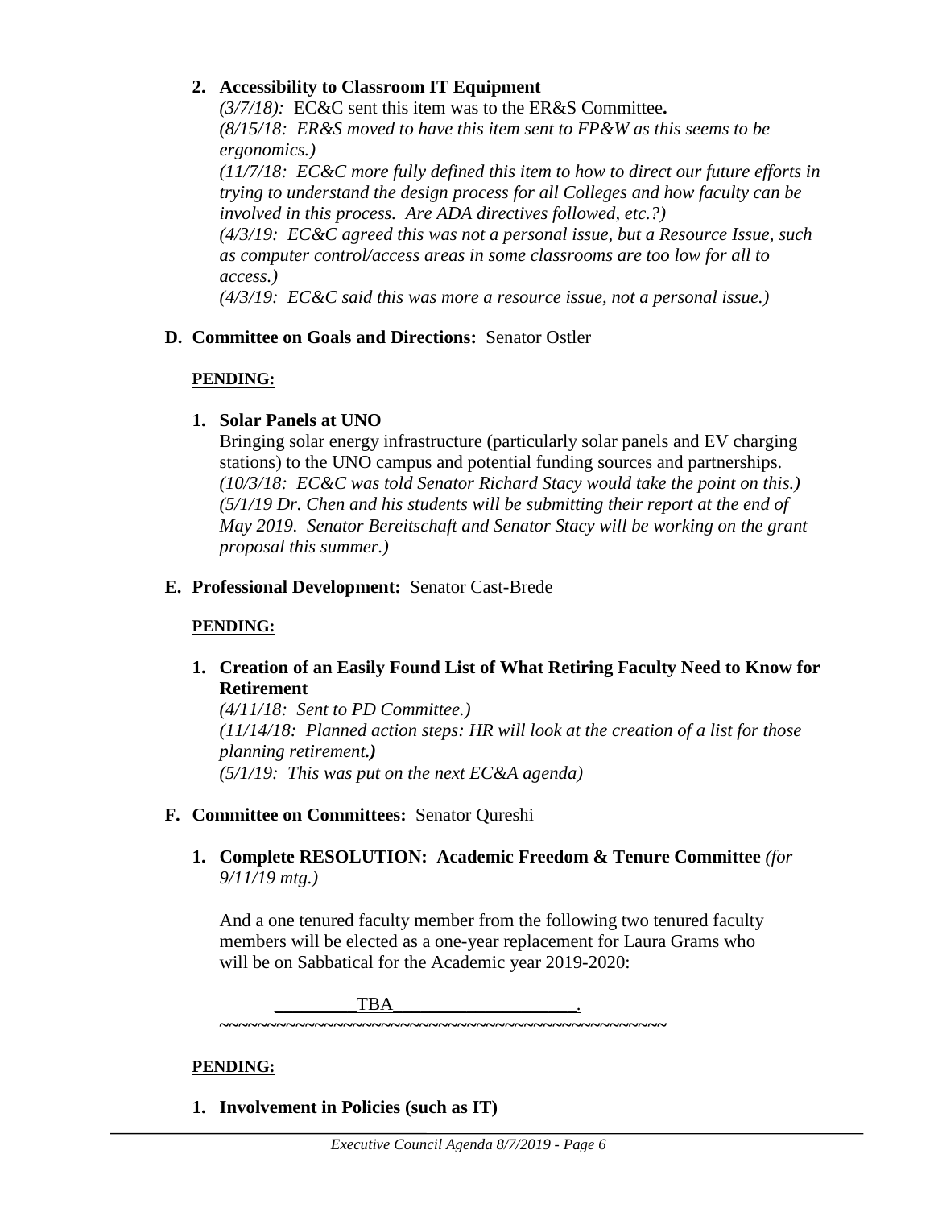2. **Accessibility to Classroom IT Equipment**

   *(3/7/18):* EC&C sent this item was to the ER&S Committee**.**
   *(8/15/18: ER&S moved to have this item sent to FP&W as this seems to be ergonomics.)*
   *(11/7/18: EC&C more fully defined this item to how to direct our future efforts in trying to understand the design process for all Colleges and how faculty can be involved in this process. Are ADA directives followed, etc.?)*
   *(4/3/19: EC&C agreed this was not a personal issue, but a Resource Issue, such as computer control/access areas in some classrooms are too low for all to access.)*
   *(4/3/19: EC&C said this was more a resource issue, not a personal issue.)*

**D. Committee on Goals and Directions:** Senator Ostler

**PENDING:**

1. **Solar Panels at UNO**

   Bringing solar energy infrastructure (particularly solar panels and EV charging stations) to the UNO campus and potential funding sources and partnerships.
   *(10/3/18: EC&C was told Senator Richard Stacy would take the point on this.)*
   *(5/1/19 Dr. Chen and his students will be submitting their report at the end of May 2019. Senator Bereitschaft and Senator Stacy will be working on the grant proposal this summer.)*

**E. Professional Development:** Senator Cast-Brede

**PENDING:**

1. **Creation of an Easily Found List of What Retiring Faculty Need to Know for Retirement**

   *(4/11/18: Sent to PD Committee.)*
   *(11/14/18: Planned action steps: HR will look at the creation of a list for those planning retirement**.)***
   *(5/1/19: This was put on the next EC&A agenda)*

**F. Committee on Committees:** Senator Qureshi

1. **Complete RESOLUTION: Academic Freedom & Tenure Committee** *(for 9/11/19 mtg.)*

   And a one tenured faculty member from the following two tenured faculty members will be elected as a one-year replacement for Laura Grams who will be on Sabbatical for the Academic year 2019-2020:

   _________TBA____________________.

   ~~~~~~~~~~~~~~~~~~~~~~~~~~~~~~~~~~~~~~~~~~~~~~~~~~~~~~~~~~

**PENDING:**

1. **Involvement in Policies (such as IT)**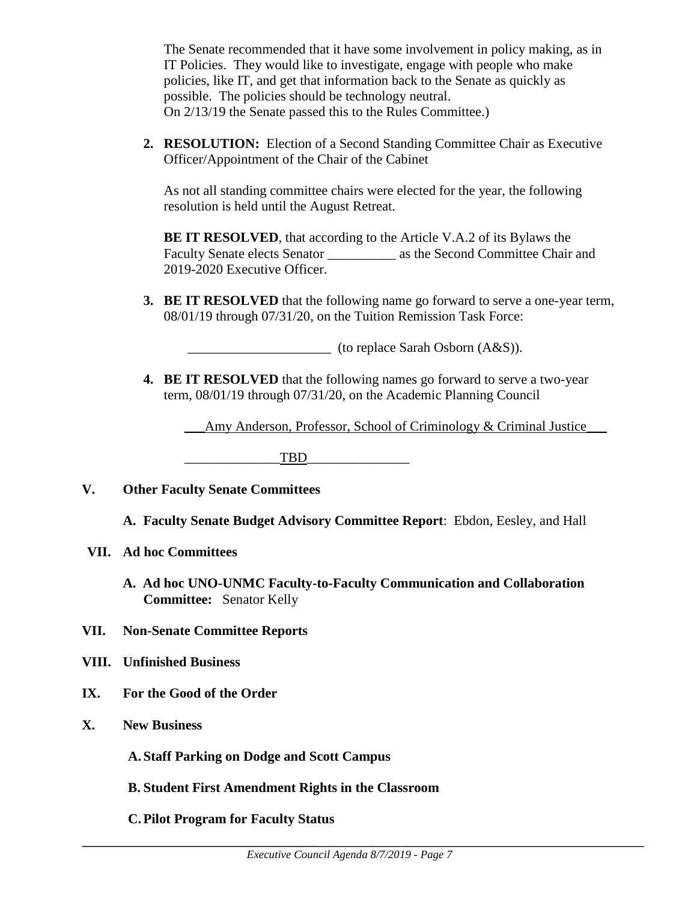The Senate recommended that it have some involvement in policy making, as in IT Policies. They would like to investigate, engage with people who make policies, like IT, and get that information back to the Senate as quickly as possible. The policies should be technology neutral.
On 2/13/19 the Senate passed this to the Rules Committee.)

2. **RESOLUTION:** Election of a Second Standing Committee Chair as Executive Officer/Appointment of the Chair of the Cabinet

   As not all standing committee chairs were elected for the year, the following resolution is held until the August Retreat.

   **BE IT RESOLVED**, that according to the Article V.A.2 of its Bylaws the Faculty Senate elects Senator __________ as the Second Committee Chair and 2019-2020 Executive Officer.

3. **BE IT RESOLVED** that the following name go forward to serve a one-year term, 08/01/19 through 07/31/20, on the Tuition Remission Task Force:

   _____________________ (to replace Sarah Osborn (A&S)).

4. **BE IT RESOLVED** that the following names go forward to serve a two-year term, 08/01/19 through 07/31/20, on the Academic Planning Council

   ___Amy Anderson, Professor, School of Criminology & Criminal Justice___

   ______________TBD_______________

## V. Other Faculty Senate Committees

**A. Faculty Senate Budget Advisory Committee Report**: Ebdon, Eesley, and Hall

## VII. Ad hoc Committees

**A. Ad hoc UNO-UNMC Faculty-to-Faculty Communication and Collaboration Committee:** Senator Kelly

## VII. Non-Senate Committee Reports

## VIII. Unfinished Business

## IX. For the Good of the Order

## X. New Business

**A. Staff Parking on Dodge and Scott Campus**

**B. Student First Amendment Rights in the Classroom**

**C. Pilot Program for Faculty Status**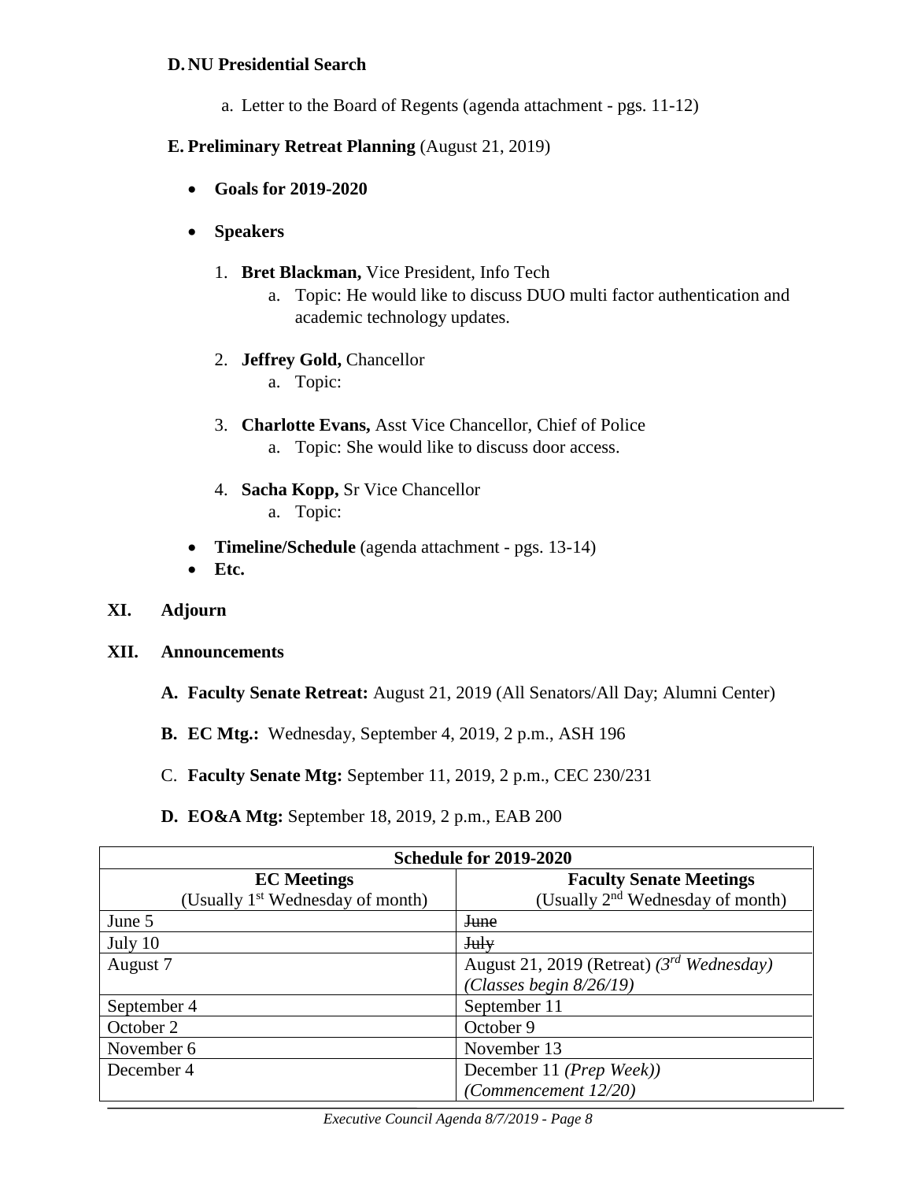**D. NU Presidential Search**

a. Letter to the Board of Regents (agenda attachment - pgs. 11-12)

**E. Preliminary Retreat Planning** (August 21, 2019)

- **Goals for 2019-2020**
- **Speakers**
  1. **Bret Blackman,** Vice President, Info Tech
     a. Topic: He would like to discuss DUO multi factor authentication and academic technology updates.
  2. **Jeffrey Gold,** Chancellor
     a. Topic:
  3. **Charlotte Evans,** Asst Vice Chancellor, Chief of Police
     a. Topic: She would like to discuss door access.
  4. **Sacha Kopp,** Sr Vice Chancellor
     a. Topic:
- **Timeline/Schedule** (agenda attachment - pgs. 13-14)
- **Etc.**

**XI. Adjourn**

**XII. Announcements**

**A. Faculty Senate Retreat:** August 21, 2019 (All Senators/All Day; Alumni Center)

**B. EC Mtg.:** Wednesday, September 4, 2019, 2 p.m., ASH 196

C. **Faculty Senate Mtg:** September 11, 2019, 2 p.m., CEC 230/231

**D. EO&A Mtg:** September 18, 2019, 2 p.m., EAB 200

| **Schedule for 2019-2020** | |
|---|---|
| **EC Meetings** (Usually 1st Wednesday of month) | **Faculty Senate Meetings** (Usually 2nd Wednesday of month) |
| June 5 | ~~June~~ |
| July 10 | ~~July~~ |
| August 7 | August 21, 2019 (Retreat) *(3rd Wednesday)* *(Classes begin 8/26/19)* |
| September 4 | September 11 |
| October 2 | October 9 |
| November 6 | November 13 |
| December 4 | December 11 *(Prep Week))* *(Commencement 12/20)* |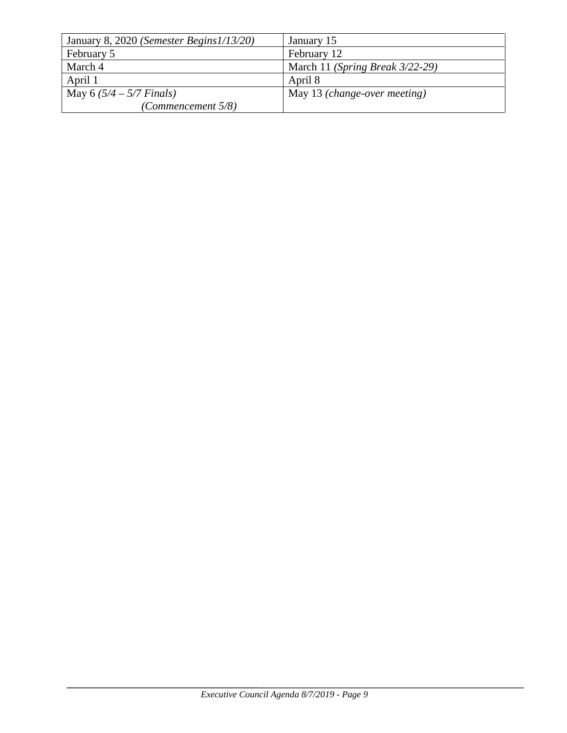| | |
|---|---|
| January 8, 2020 *(Semester Begins1/13/20)* | January 15 |
| February 5 | February 12 |
| March 4 | March 11 *(Spring Break 3/22-29)* |
| April 1 | April 8 |
| May 6 *(5/4 – 5/7 Finals)* *(Commencement 5/8)* | May 13 *(change-over meeting)* |